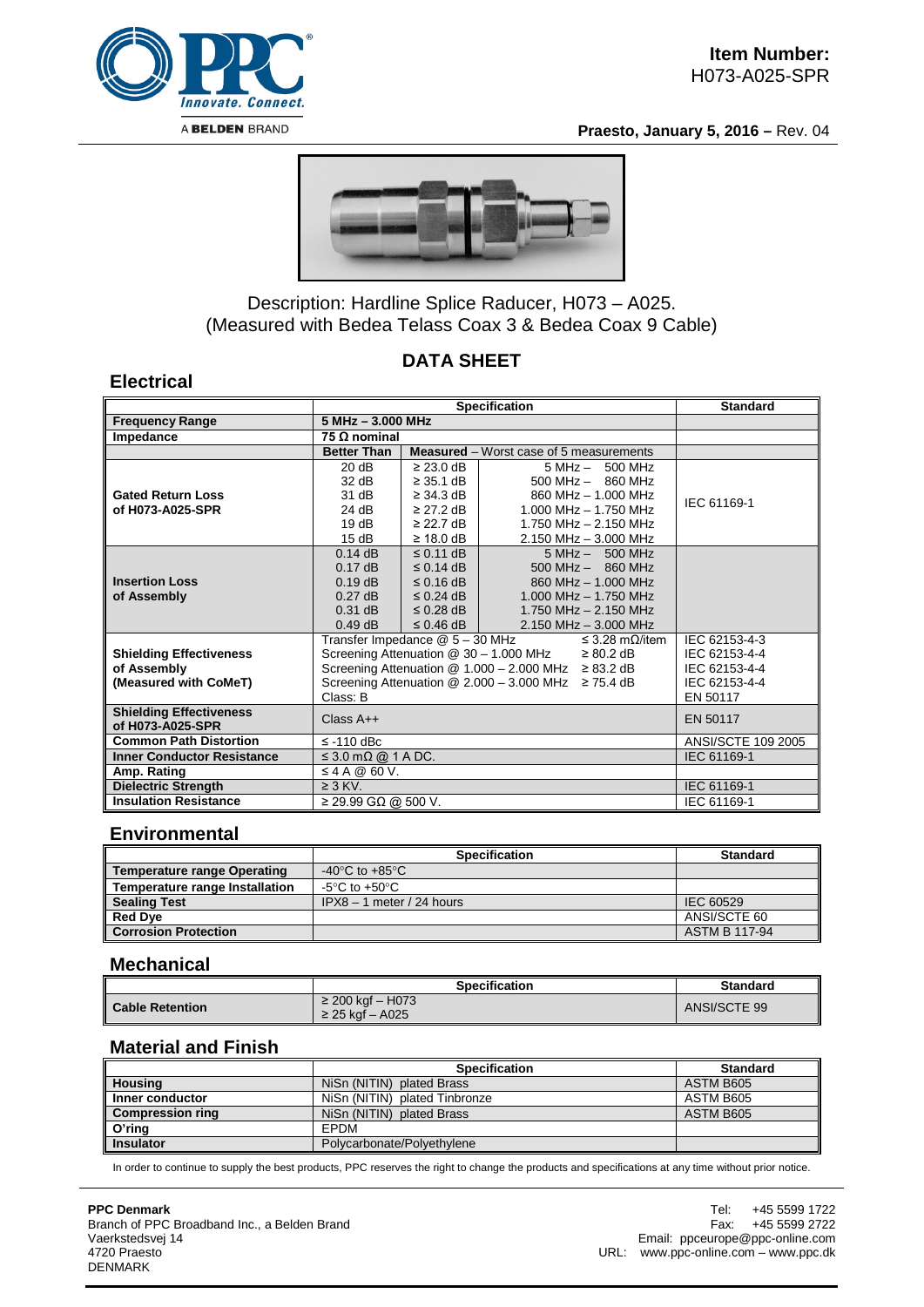**Item Number:**
H073-A025-SPR

**Praesto, January 5, 2016 –** Rev. 04

Description: Hardline Splice Raducer, H073 – A025.
(Measured with Bedea Telass Coax 3 & Bedea Coax 9 Cable)

## DATA SHEET

## Electrical

| | Specification | | | Standard |
|---|---|---|---|---|
| **Frequency Range** | **5 MHz – 3.000 MHz** | | | |
| **Impedance** | **75 Ω nominal** | | | |
| | **Better Than** | **Measured** – Worst case of 5 measurements | | |
| **Gated Return Loss of H073-A025-SPR** | 20 dB | ≥ 23.0 dB | 5 MHz – 500 MHz | IEC 61169-1 |
| | 32 dB | ≥ 35.1 dB | 500 MHz – 860 MHz | |
| | 31 dB | ≥ 34.3 dB | 860 MHz – 1.000 MHz | |
| | 24 dB | ≥ 27.2 dB | 1.000 MHz – 1.750 MHz | |
| | 19 dB | ≥ 22.7 dB | 1.750 MHz – 2.150 MHz | |
| | 15 dB | ≥ 18.0 dB | 2.150 MHz – 3.000 MHz | |
| **Insertion Loss of Assembly** | 0.14 dB | ≤ 0.11 dB | 5 MHz – 500 MHz | |
| | 0.17 dB | ≤ 0.14 dB | 500 MHz – 860 MHz | |
| | 0.19 dB | ≤ 0.16 dB | 860 MHz – 1.000 MHz | |
| | 0.27 dB | ≤ 0.24 dB | 1.000 MHz – 1.750 MHz | |
| | 0.31 dB | ≤ 0.28 dB | 1.750 MHz – 2.150 MHz | |
| | 0.49 dB | ≤ 0.46 dB | 2.150 MHz – 3.000 MHz | |
| **Shielding Effectiveness of Assembly (Measured with CoMeT)** | Transfer Impedance @ 5 – 30 MHz ≤ 3.28 mΩ/item | | | IEC 62153-4-3 |
| | Screening Attenuation @ 30 – 1.000 MHz ≥ 80.2 dB | | | IEC 62153-4-4 |
| | Screening Attenuation @ 1.000 – 2.000 MHz ≥ 83.2 dB | | | IEC 62153-4-4 |
| | Screening Attenuation @ 2.000 – 3.000 MHz ≥ 75.4 dB | | | IEC 62153-4-4 |
| | Class: B | | | EN 50117 |
| **Shielding Effectiveness of H073-A025-SPR** | Class A++ | | | EN 50117 |
| **Common Path Distortion** | ≤ -110 dBc | | | ANSI/SCTE 109 2005 |
| **Inner Conductor Resistance** | ≤ 3.0 mΩ @ 1 A DC. | | | IEC 61169-1 |
| **Amp. Rating** | ≤ 4 A @ 60 V. | | | |
| **Dielectric Strength** | ≥ 3 KV. | | | IEC 61169-1 |
| **Insulation Resistance** | ≥ 29.99 GΩ @ 500 V. | | | IEC 61169-1 |

## Environmental

| | Specification | Standard |
|---|---|---|
| **Temperature range Operating** | -40°C to +85°C | |
| **Temperature range Installation** | -5°C to +50°C | |
| **Sealing Test** | IPX8 – 1 meter / 24 hours | IEC 60529 |
| **Red Dye** | | ANSI/SCTE 60 |
| **Corrosion Protection** | | ASTM B 117-94 |

## Mechanical

| | Specification | Standard |
|---|---|---|
| **Cable Retention** | ≥ 200 kgf – H073<br>≥ 25 kgf – A025 | ANSI/SCTE 99 |

## Material and Finish

| | Specification | Standard |
|---|---|---|
| **Housing** | NiSn (NITIN) plated Brass | ASTM B605 |
| **Inner conductor** | NiSn (NITIN) plated Tinbronze | ASTM B605 |
| **Compression ring** | NiSn (NITIN) plated Brass | ASTM B605 |
| **O'ring** | EPDM | |
| **Insulator** | Polycarbonate/Polyethylene | |

In order to continue to supply the best products, PPC reserves the right to change the products and specifications at any time without prior notice.

**PPC Denmark**
Branch of PPC Broadband Inc., a Belden Brand
Vaerkstedsvej 14
4720 Praesto
DENMARK

Tel: +45 5599 1722
Fax: +45 5599 2722
Email: ppceurope@ppc-online.com
URL: www.ppc-online.com – www.ppc.dk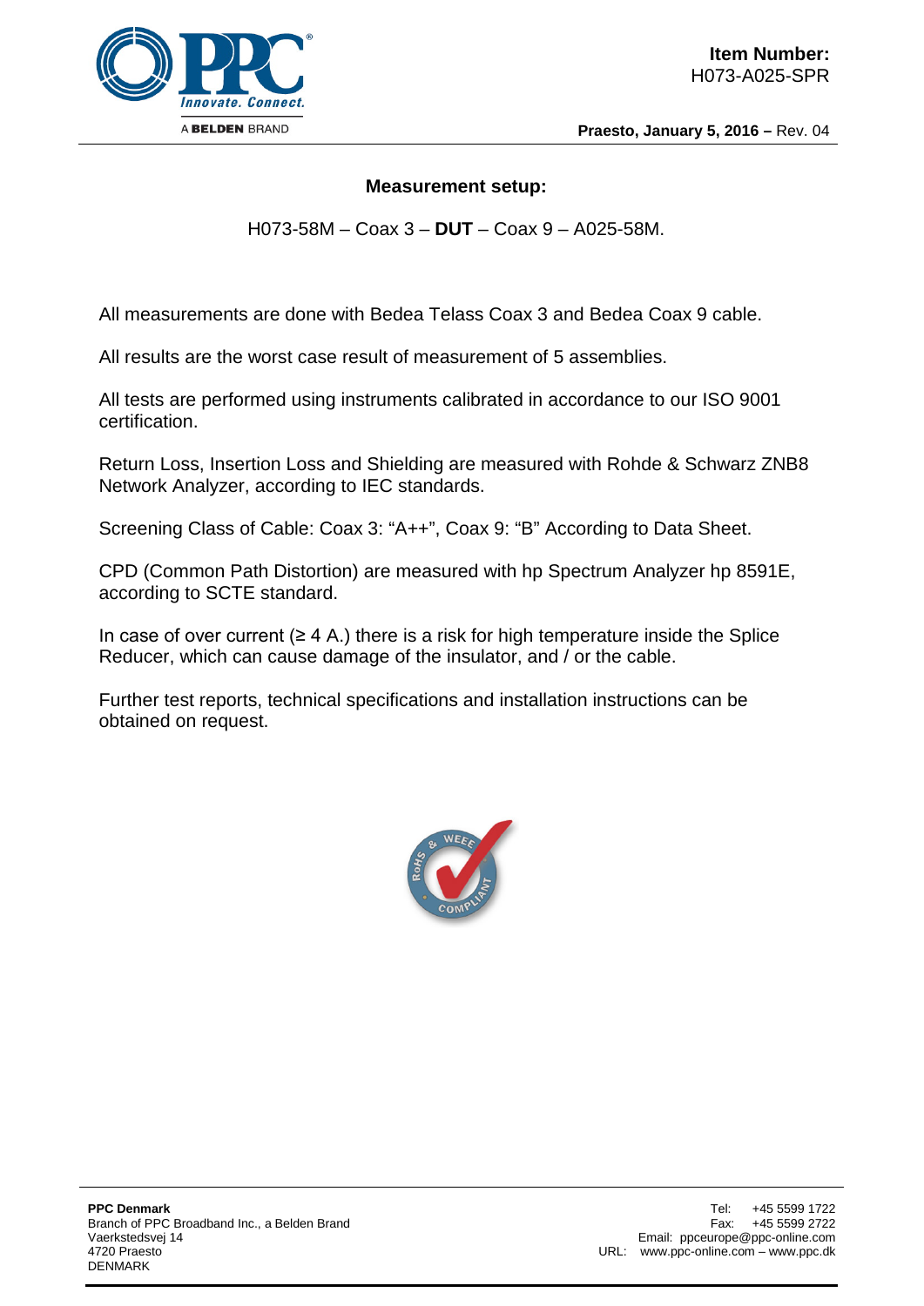**Item Number:**
H073-A025-SPR

**Praesto, January 5, 2016 –** Rev. 04

**Measurement setup:**

H073-58M – Coax 3 – **DUT** – Coax 9 – A025-58M.

All measurements are done with Bedea Telass Coax 3 and Bedea Coax 9 cable.

All results are the worst case result of measurement of 5 assemblies.

All tests are performed using instruments calibrated in accordance to our ISO 9001 certification.

Return Loss, Insertion Loss and Shielding are measured with Rohde & Schwarz ZNB8 Network Analyzer, according to IEC standards.

Screening Class of Cable: Coax 3: "A++", Coax 9: "B" According to Data Sheet.

CPD (Common Path Distortion) are measured with hp Spectrum Analyzer hp 8591E, according to SCTE standard.

In case of over current (≥ 4 A.) there is a risk for high temperature inside the Splice Reducer, which can cause damage of the insulator, and / or the cable.

Further test reports, technical specifications and installation instructions can be obtained on request.

**PPC Denmark**
Branch of PPC Broadband Inc., a Belden Brand
Vaerkstedsvej 14
4720 Praesto
DENMARK

Tel: +45 5599 1722
Fax: +45 5599 2722
Email: ppceurope@ppc-online.com
URL: www.ppc-online.com – www.ppc.dk